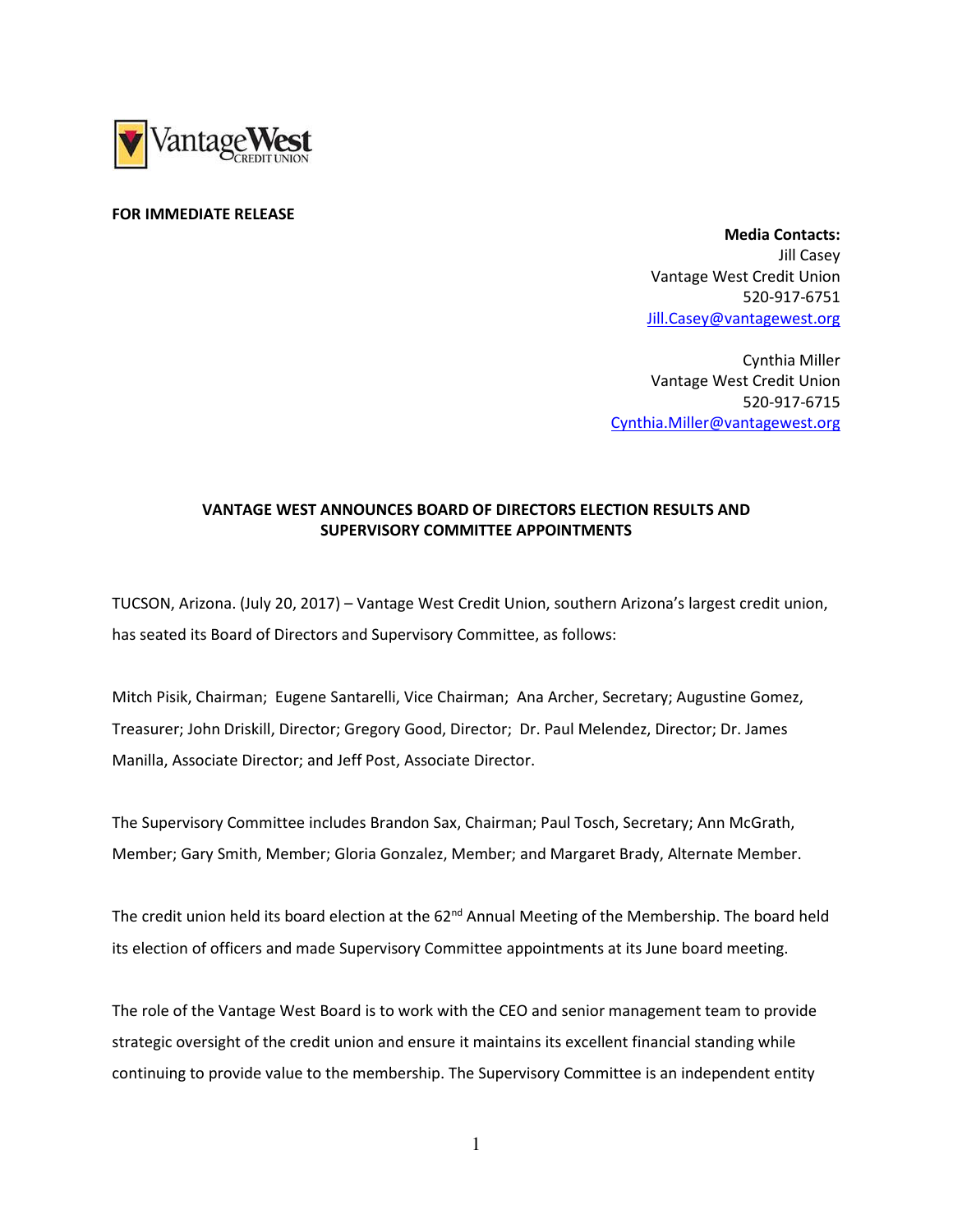**FOR IMMEDIATE RELEASE**

**Media Contacts:**
Jill Casey
Vantage West Credit Union
520-917-6751
Jill.Casey@vantagewest.org

Cynthia Miller
Vantage West Credit Union
520-917-6715
Cynthia.Miller@vantagewest.org

## VANTAGE WEST ANNOUNCES BOARD OF DIRECTORS ELECTION RESULTS AND SUPERVISORY COMMITTEE APPOINTMENTS

TUCSON, Arizona. (July 20, 2017) – Vantage West Credit Union, southern Arizona's largest credit union, has seated its Board of Directors and Supervisory Committee, as follows:

Mitch Pisik, Chairman; Eugene Santarelli, Vice Chairman; Ana Archer, Secretary; Augustine Gomez, Treasurer; John Driskill, Director; Gregory Good, Director; Dr. Paul Melendez, Director; Dr. James Manilla, Associate Director; and Jeff Post, Associate Director.

The Supervisory Committee includes Brandon Sax, Chairman; Paul Tosch, Secretary; Ann McGrath, Member; Gary Smith, Member; Gloria Gonzalez, Member; and Margaret Brady, Alternate Member.

The credit union held its board election at the 62nd Annual Meeting of the Membership. The board held its election of officers and made Supervisory Committee appointments at its June board meeting.

The role of the Vantage West Board is to work with the CEO and senior management team to provide strategic oversight of the credit union and ensure it maintains its excellent financial standing while continuing to provide value to the membership. The Supervisory Committee is an independent entity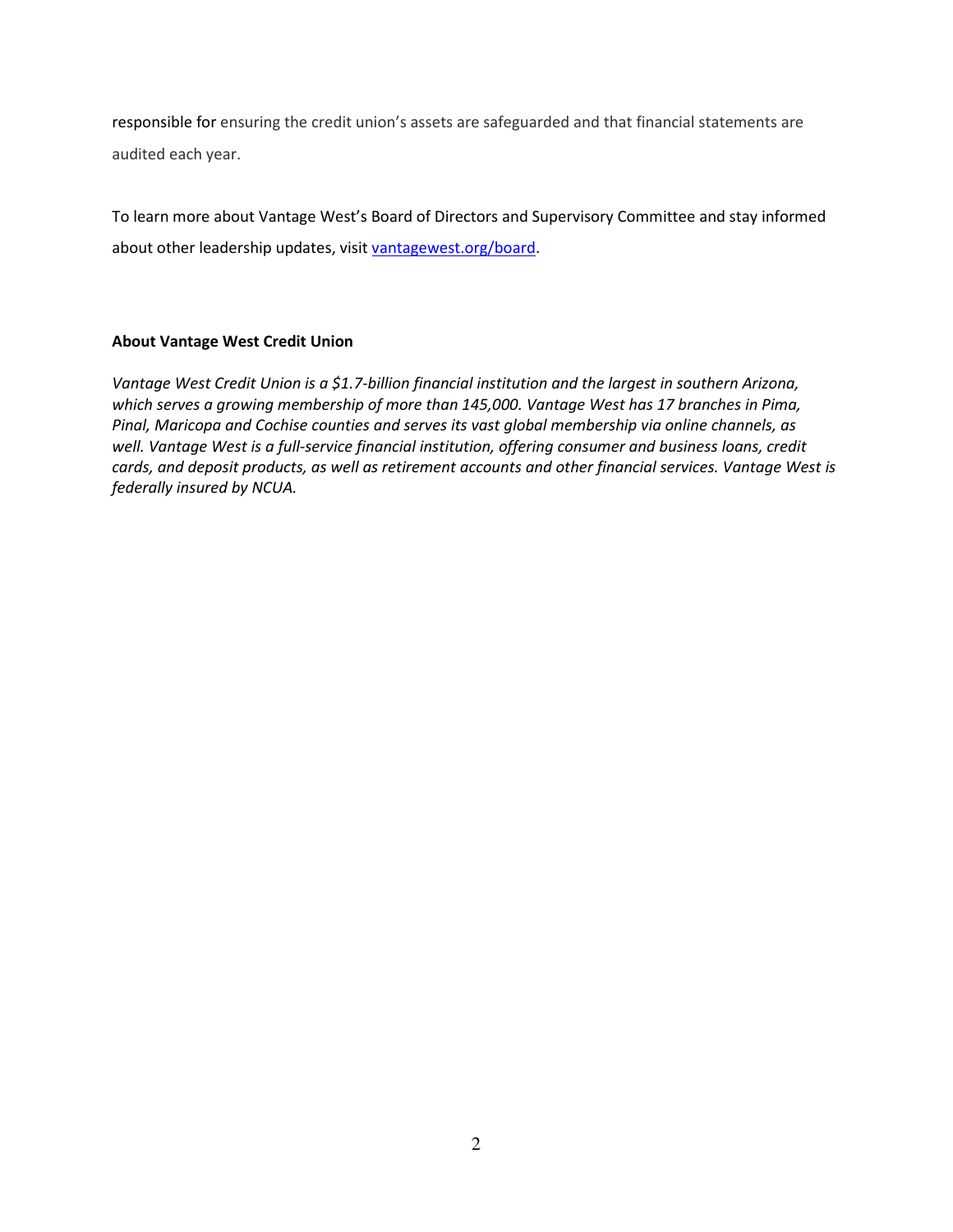responsible for ensuring the credit union's assets are safeguarded and that financial statements are audited each year.

To learn more about Vantage West's Board of Directors and Supervisory Committee and stay informed about other leadership updates, visit [vantagewest.org/board](vantagewest.org/board).

**About Vantage West Credit Union**

*Vantage West Credit Union is a $1.7-billion financial institution and the largest in southern Arizona, which serves a growing membership of more than 145,000. Vantage West has 17 branches in Pima, Pinal, Maricopa and Cochise counties and serves its vast global membership via online channels, as well. Vantage West is a full-service financial institution, offering consumer and business loans, credit cards, and deposit products, as well as retirement accounts and other financial services. Vantage West is federally insured by NCUA.*